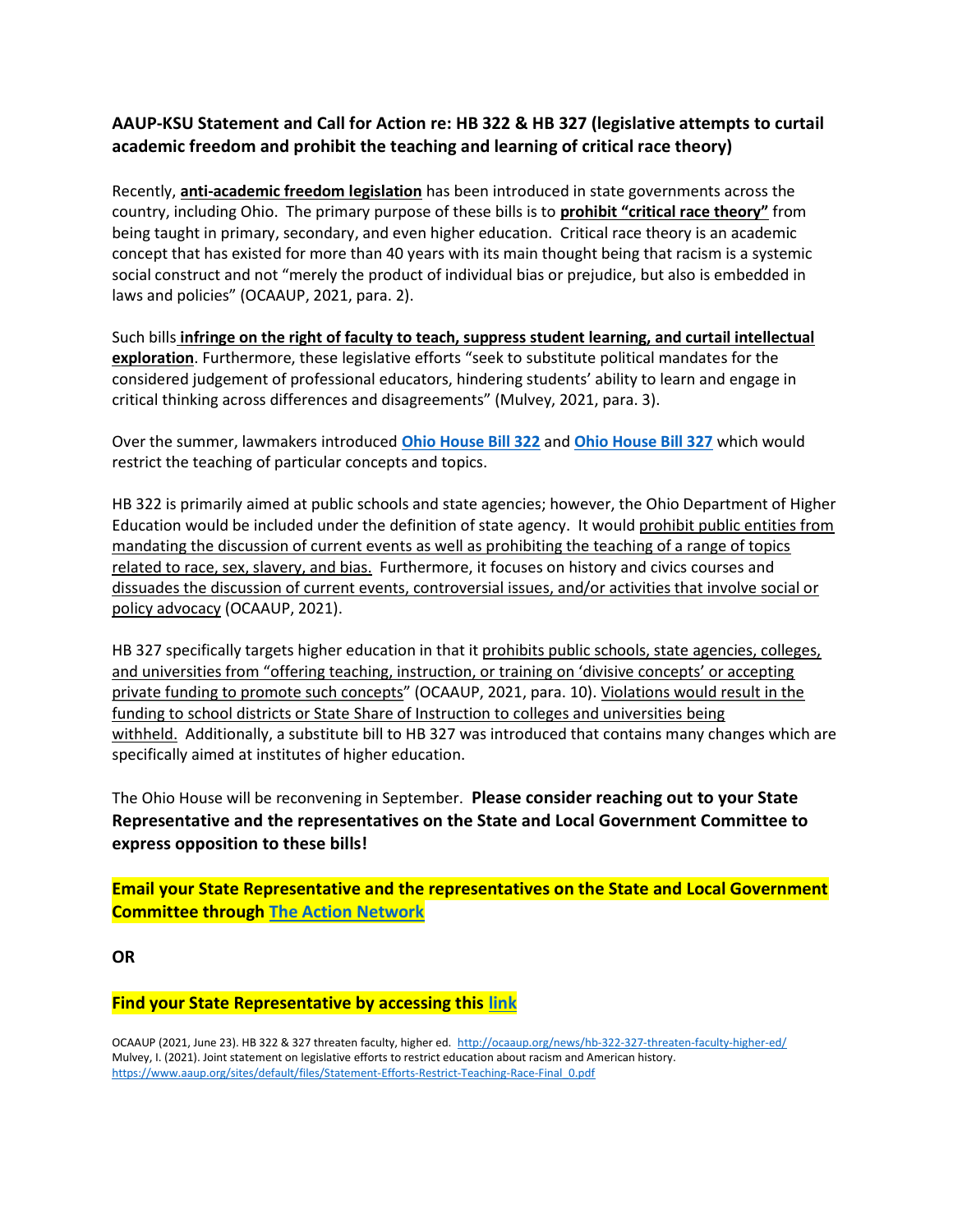## AAUP-KSU Statement and Call for Action re: HB 322 & HB 327 (legislative attempts to curtail academic freedom and prohibit the teaching and learning of critical race theory)

Recently, **anti-academic freedom legislation** has been introduced in state governments across the country, including Ohio. The primary purpose of these bills is to **prohibit "critical race theory"** from being taught in primary, secondary, and even higher education. Critical race theory is an academic concept that has existed for more than 40 years with its main thought being that racism is a systemic social construct and not "merely the product of individual bias or prejudice, but also is embedded in laws and policies" (OCAAUP, 2021, para. 2).

Such bills **infringe on the right of faculty to teach, suppress student learning, and curtail intellectual exploration**. Furthermore, these legislative efforts "seek to substitute political mandates for the considered judgement of professional educators, hindering students' ability to learn and engage in critical thinking across differences and disagreements" (Mulvey, 2021, para. 3).

Over the summer, lawmakers introduced **Ohio House Bill 322** and **Ohio House Bill 327** which would restrict the teaching of particular concepts and topics.

HB 322 is primarily aimed at public schools and state agencies; however, the Ohio Department of Higher Education would be included under the definition of state agency. It would prohibit public entities from mandating the discussion of current events as well as prohibiting the teaching of a range of topics related to race, sex, slavery, and bias. Furthermore, it focuses on history and civics courses and dissuades the discussion of current events, controversial issues, and/or activities that involve social or policy advocacy (OCAAUP, 2021).

HB 327 specifically targets higher education in that it prohibits public schools, state agencies, colleges, and universities from "offering teaching, instruction, or training on 'divisive concepts' or accepting private funding to promote such concepts" (OCAAUP, 2021, para. 10). Violations would result in the funding to school districts or State Share of Instruction to colleges and universities being withheld. Additionally, a substitute bill to HB 327 was introduced that contains many changes which are specifically aimed at institutes of higher education.

The Ohio House will be reconvening in September. **Please consider reaching out to your State Representative and the representatives on the State and Local Government Committee to express opposition to these bills!**

**Email your State Representative and the representatives on the State and Local Government Committee through The Action Network**

**OR**

**Find your State Representative by accessing this link**

OCAAUP (2021, June 23). HB 322 & 327 threaten faculty, higher ed. http://ocaaup.org/news/hb-322-327-threaten-faculty-higher-ed/
Mulvey, I. (2021). Joint statement on legislative efforts to restrict education about racism and American history. https://www.aaup.org/sites/default/files/Statement-Efforts-Restrict-Teaching-Race-Final_0.pdf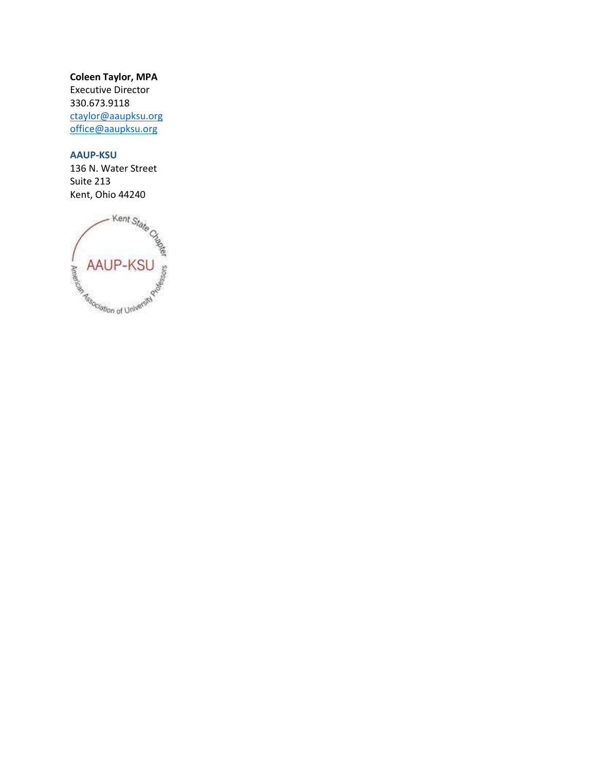**Coleen Taylor, MPA**
Executive Director
330.673.9118
ctaylor@aaupksu.org
office@aaupksu.org

**AAUP-KSU**
136 N. Water Street
Suite 213
Kent, Ohio 44240